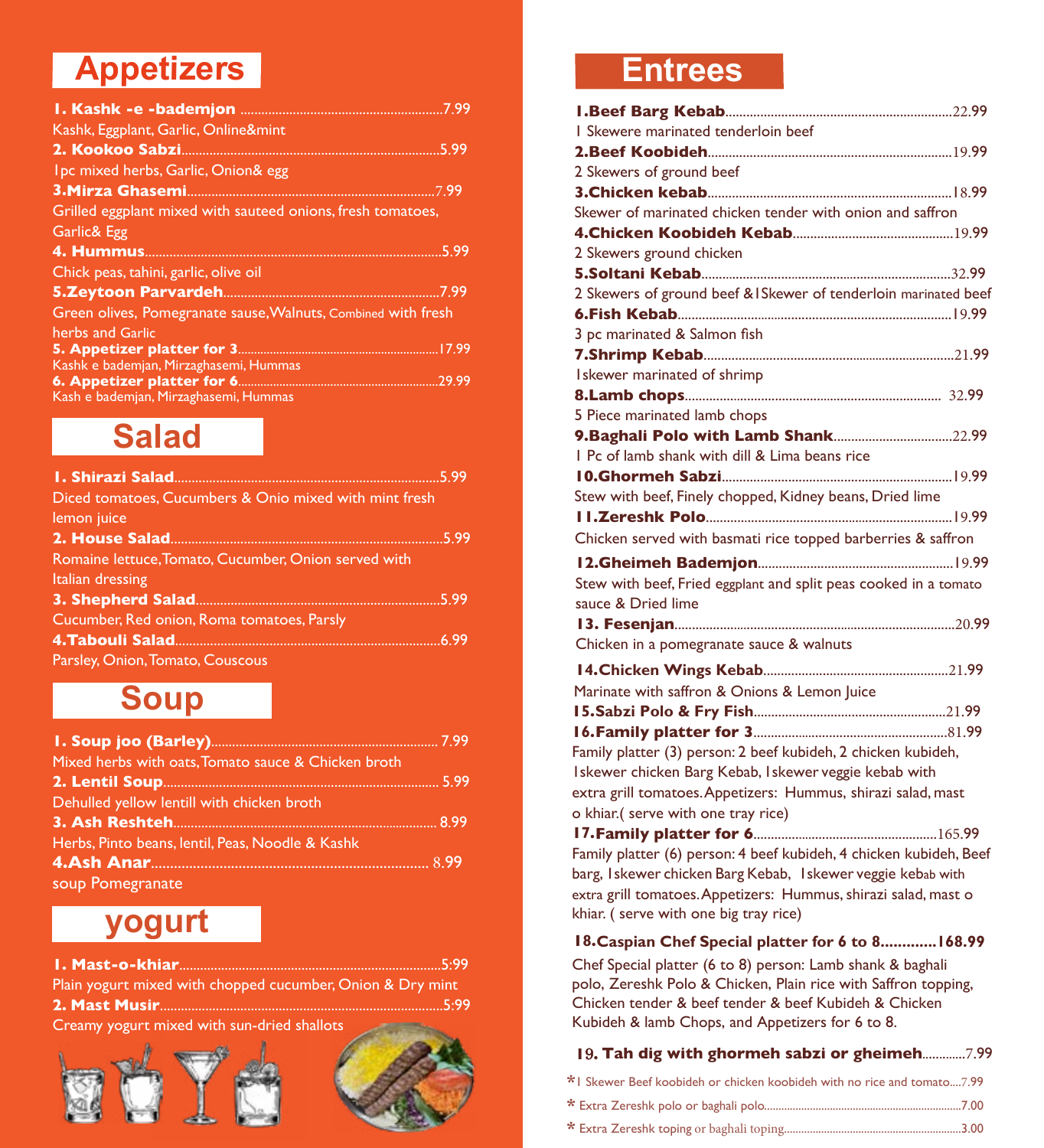## Appetizers

**1. Kashk -e -bademjon** .......................................................7.99
Kashk, Eggplant, Garlic, Online&mint

**2. Kookoo Sabzi**.......................................................................5.99
1pc mixed herbs, Garlic, Onion& egg

**3.Mirza Ghasemi**....................................................................7.99
Grilled eggplant mixed with sauteed onions, fresh tomatoes, Garlic& Egg

**4. Hummus**...............................................................................5.99
Chick peas, tahini, garlic, olive oil

**5.Zeytoon Parvardeh**............................................................7.99
Green olives, Pomegranate sause, Walnuts, Combined with fresh herbs and Garlic

**5. Appetizer platter for 3**.....................................................17.99
Kashk e bademjan, Mirzaghasemi, Hummas

**6. Appetizer platter for 6**.....................................................29.99
Kash e bademjan, Mirzaghasemi, Hummas

## Salad

**1. Shirazi Salad**...........................................................................5.99
Diced tomatoes, Cucumbers & Onio mixed with mint fresh lemon juice

**2. House Salad**.............................................................................5.99
Romaine lettuce, Tomato, Cucumber, Onion served with Italian dressing

**3. Shepherd Salad**.......................................................................5.99
Cucumber, Red onion, Roma tomatoes, Parsly

**4.Tabouli Salad**............................................................................6.99
Parsley, Onion, Tomato, Couscous

## Soup

**1. Soup joo (Barley)**.................................................................. 7.99
Mixed herbs with oats, Tomato sauce & Chicken broth

**2. Lentil Soup**.............................................................................. 5.99
Dehulled yellow lentill with chicken broth

**3. Ash Reshteh**........................................................................... 8.99
Herbs, Pinto beans, lentil, Peas, Noodle & Kashk

**4.Ash Anar**.................................................................................. 8.99
soup Pomegranate

## yogurt

**1. Mast-o-khiar**...........................................................................5:99
Plain yogurt mixed with chopped cucumber, Onion & Dry mint

**2. Mast Musir**................................................................................5:99
Creamy yogurt mixed with sun-dried shallots

## Entrees

**1.Beef Barg Kebab**.................................................................22.99
1 Skewere marinated tenderloin beef

**2.Beef Koobideh**......................................................................19.99
2 Skewers of ground beef

**3.Chicken kebab**......................................................................18.99
Skewer of marinated chicken tender with onion and saffron

**4.Chicken Koobideh Kebab**..................................................19.99
2 Skewers ground chicken

**5.Soltani Kebab**........................................................................32.99
2 Skewers of ground beef &1Skewer of tenderloin marinated beef

**6.Fish Kebab**.............................................................................19.99
3 pc marinated & Salmon fish

**7.Shrimp Kebab**.........................................................................21.99
1skewer marinated of shrimp

**8.Lamb chops**............................................................................ 32.99
5 Piece marinated lamb chops

**9.Baghali Polo with Lamb Shank**..........................................22.99
1 Pc of lamb shank with dill & Lima beans rice

**10.Ghormeh Sabzi**.....................................................................19.99
Stew with beef, Finely chopped, Kidney beans, Dried lime

**11.Zereshk Polo**..........................................................................19.99
Chicken served with basmati rice topped barberries & saffron

**12.Gheimeh Bademjon**.............................................................19.99
Stew with beef, Fried eggplant and split peas cooked in a tomato sauce & Dried lime

**13. Fesenjan**..................................................................................20.99
Chicken in a pomegranate sauce & walnuts

**14.Chicken Wings Kebab**.........................................................21.99
Marinate with saffron & Onions & Lemon Juice

**15.Sabzi Polo & Fry Fish**..........................................................21.99

**16.Family platter for 3**..............................................................81.99
Family platter (3) person: 2 beef kubideh, 2 chicken kubideh, 1skewer chicken Barg Kebab, 1skewer veggie kebab with extra grill tomatoes. Appetizers: Hummus, shirazi salad, mast o khiar.( serve with one tray rice)

**17.Family platter for 6**..............................................................165.99
Family platter (6) person: 4 beef kubideh, 4 chicken kubideh, Beef barg, 1skewer chicken Barg Kebab, 1skewer veggie kebab with extra grill tomatoes. Appetizers: Hummus, shirazi salad, mast o khiar. ( serve with one big tray rice)

**18.Caspian Chef Special platter for 6 to 8.............168.99**
Chef Special platter (6 to 8) person: Lamb shank & baghali polo, Zereshk Polo & Chicken, Plain rice with Saffron topping, Chicken tender & beef tender & beef Kubideh & Chicken Kubideh & lamb Chops, and Appetizers for 6 to 8.

**19. Tah dig with ghormeh sabzi or gheimeh**.............7.99

* 1 Skewer Beef koobideh or chicken koobideh with no rice and tomato....7.99
* Extra Zereshk polo or baghali polo.............................................7.00
* Extra Zereshk toping or baghali toping.......................................3.00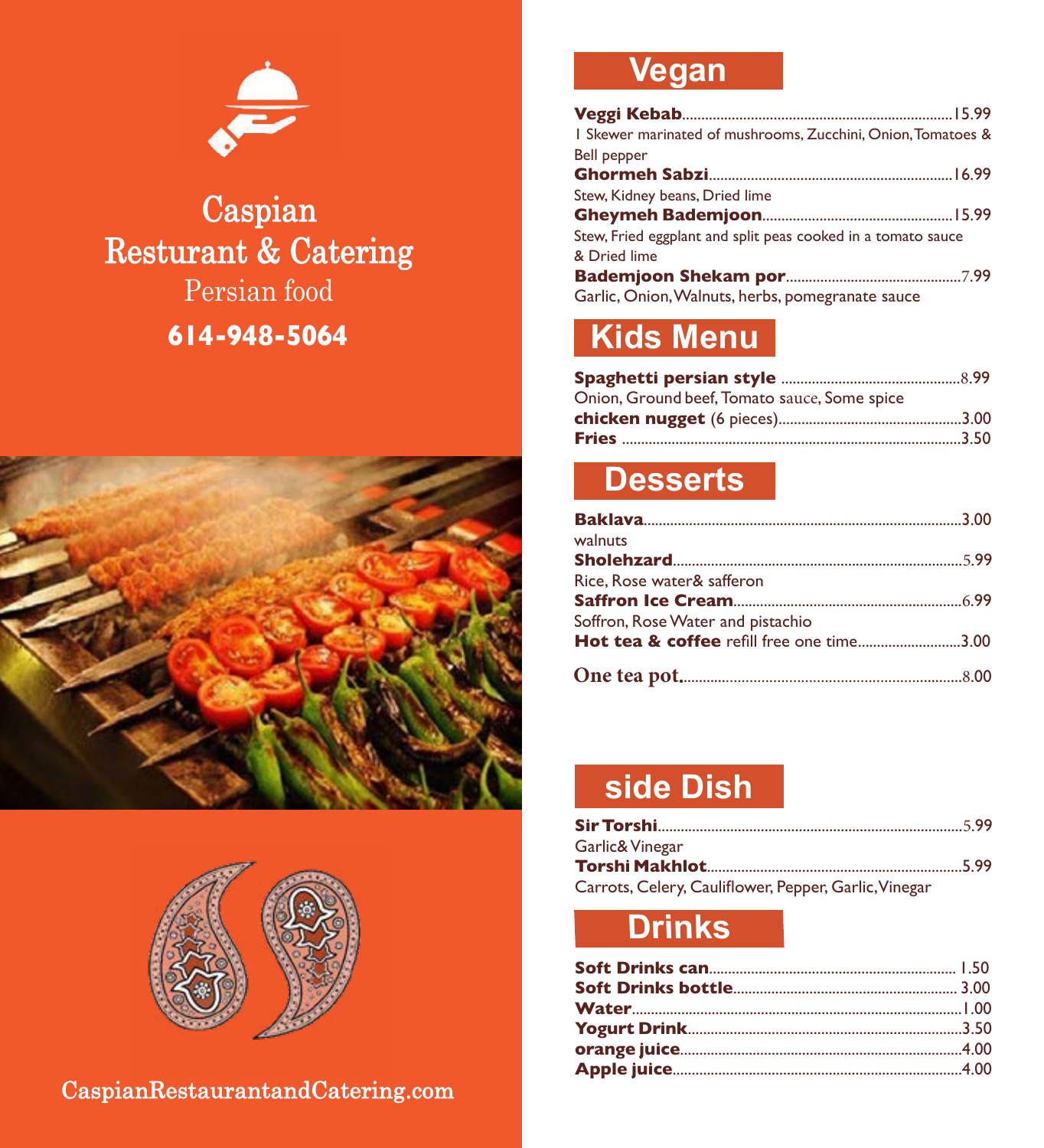# Caspian
# Resturant & Catering
## Persian food

**614-948-5064**

CaspianRestaurantandCatering.com

## Vegan

**Veggi Kebab**......15.99
1 Skewer marinated of mushrooms, Zucchini, Onion, Tomatoes & Bell pepper

**Ghormeh Sabzi**......16.99
Stew, Kidney beans, Dried lime

**Gheymeh Bademjoon**......15.99
Stew, Fried eggplant and split peas cooked in a tomato sauce & Dried lime

**Bademjoon Shekam por**......7.99
Garlic, Onion, Walnuts, herbs, pomegranate sauce

## Kids Menu

**Spaghetti persian style** ......8.99
Onion, Ground beef, Tomato sauce, Some spice

**chicken nugget** (6 pieces)......3.00

**Fries** ......3.50

## Desserts

**Baklava**......3.00
walnuts

**Sholehzard**......5.99
Rice, Rose water& safferon

**Saffron Ice Cream**......6.99
Soffron, Rose Water and pistachio

**Hot tea & coffee** refill free one time......3.00

**One tea pot**......8.00

## side Dish

**Sir Torshi**......5.99
Garlic& Vinegar

**Torshi Makhlot**......5.99
Carrots, Celery, Cauliflower, Pepper, Garlic, Vinegar

## Drinks

**Soft Drinks can**...... 1.50

**Soft Drinks bottle**...... 3.00

**Water**......1.00

**Yogurt Drink**......3.50

**orange juice**......4.00

**Apple juice**......4.00